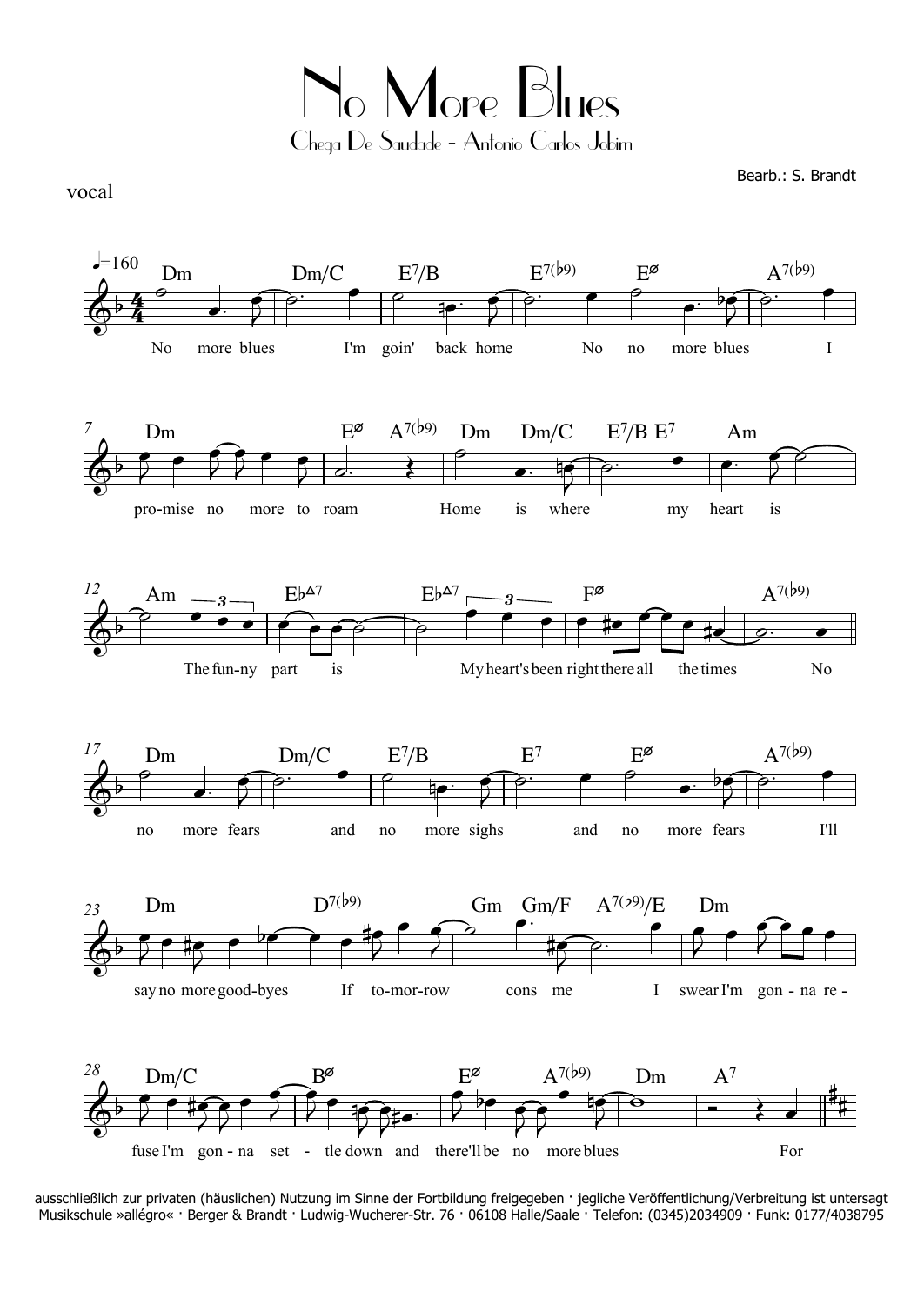# No More Blues

Chega De Saudade - Antonio Carlos Jobim

Bearb.: S. Brandt

vocal

♩=160

Dm | Dm/C | E7/B | E7(b9) | Eø | A7(b9)

No more blues I'm goin' back home No no more blues I

Dm | Eø A7(b9) | Dm Dm/C | E7/B E7 | Am

pro-mise no more to roam Home is where my heart is

Am | Eb∆7 | Eb∆7 | Fø | A7(b9)

The fun-ny part is My heart's been right there all the times No

Dm | Dm/C | E7/B | E7 | Eø | A7(b9)

no more fears and no more sighs and no more fears I'll

Dm | D7(b9) | Gm Gm/F | A7(b9)/E | Dm

say no more good-byes If to-mor-row cons me I swear I'm gon-na re-

Dm/C | Bø | Eø A7(b9) | Dm | A7

fuse I'm gon-na set-tle down and there'll be no more blues For

ausschließlich zur privaten (häuslichen) Nutzung im Sinne der Fortbildung freigegeben · jegliche Veröffentlichung/Verbreitung ist untersagt
Musikschule »allégro« · Berger & Brandt · Ludwig-Wucherer-Str. 76 · 06108 Halle/Saale · Telefon: (0345)2034909 · Funk: 0177/4038795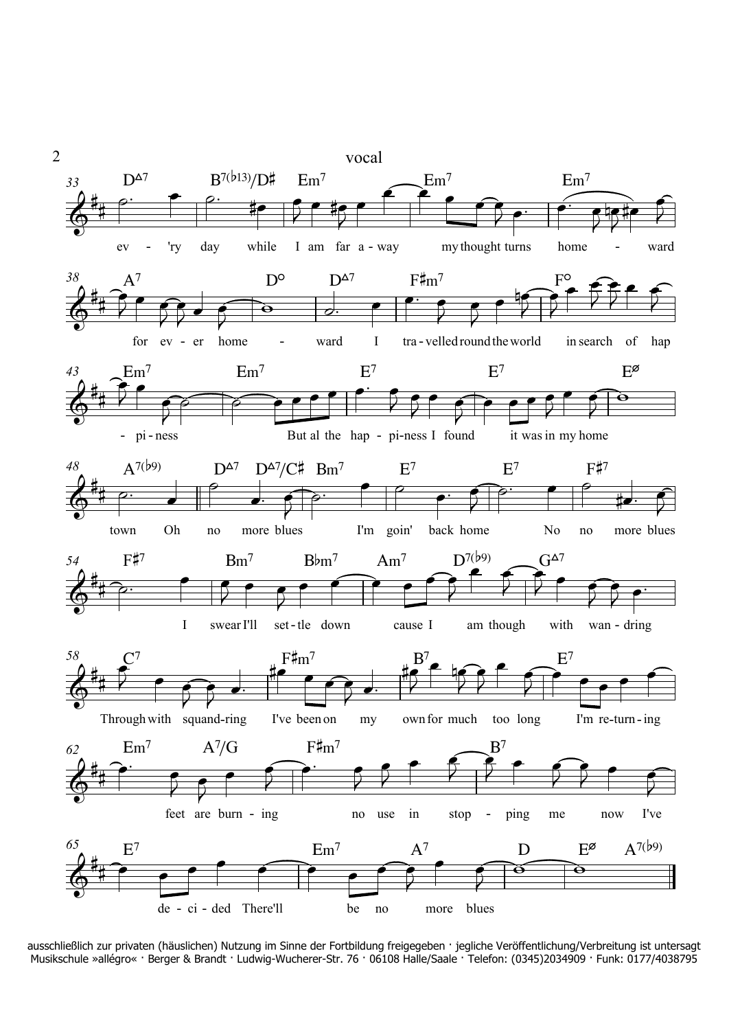vocal

ev - 'ry day while I am far a - way my thought turns home - ward

for ev - er home - ward I tra - velled round the world in search of hap

- pi - ness But al the hap - pi - ness I found it was in my home

town Oh no more blues I'm goin' back home No no more blues

I swear I'll set - tle down cause I am though with wan - dring

Through with squand - ring I've been on my own for much too long I'm re - turn - ing

feet are burn - ing no use in stop - ping me now I've

de - ci - ded There'll be no more blues